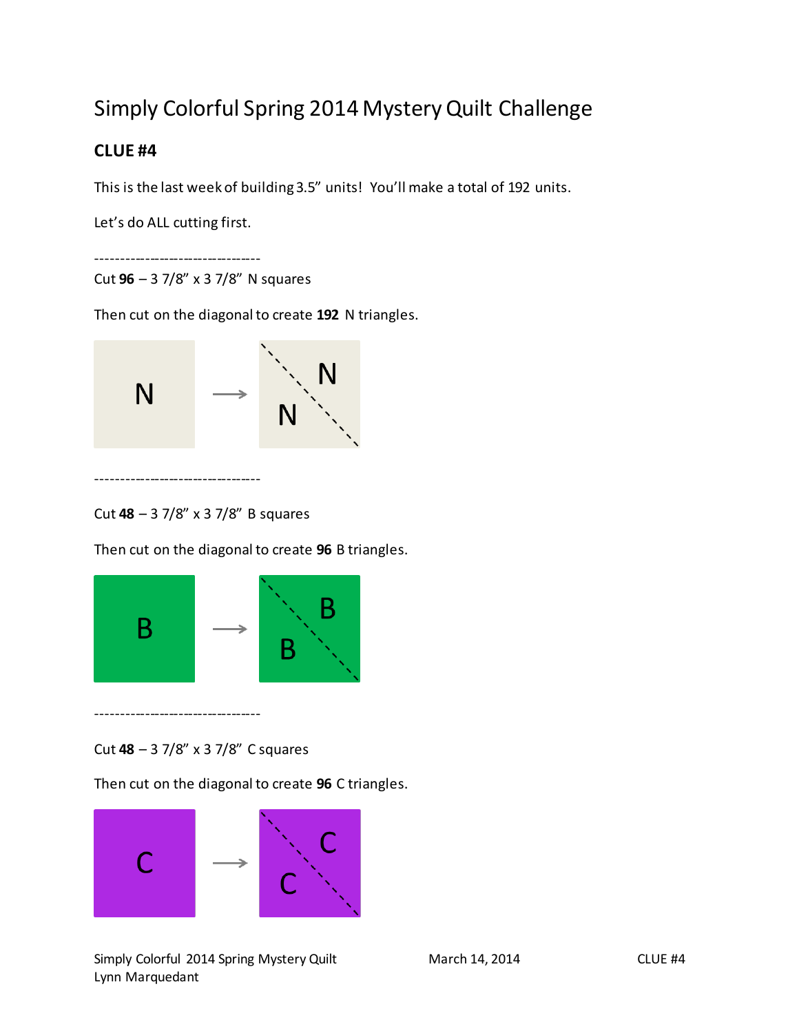# Simply Colorful Spring 2014 Mystery Quilt Challenge

## CLUE #4

This is the last week of building 3.5" units! You'll make a total of 192 units.

Let's do ALL cutting first.

---

Cut **96** – 3 7/8" x 3 7/8" N squares

Then cut on the diagonal to create **192** N triangles.

N → N N

---

Cut **48** – 3 7/8" x 3 7/8" B squares

Then cut on the diagonal to create **96** B triangles.

B → B B

---

Cut **48** – 3 7/8" x 3 7/8" C squares

Then cut on the diagonal to create **96** C triangles.

C → C C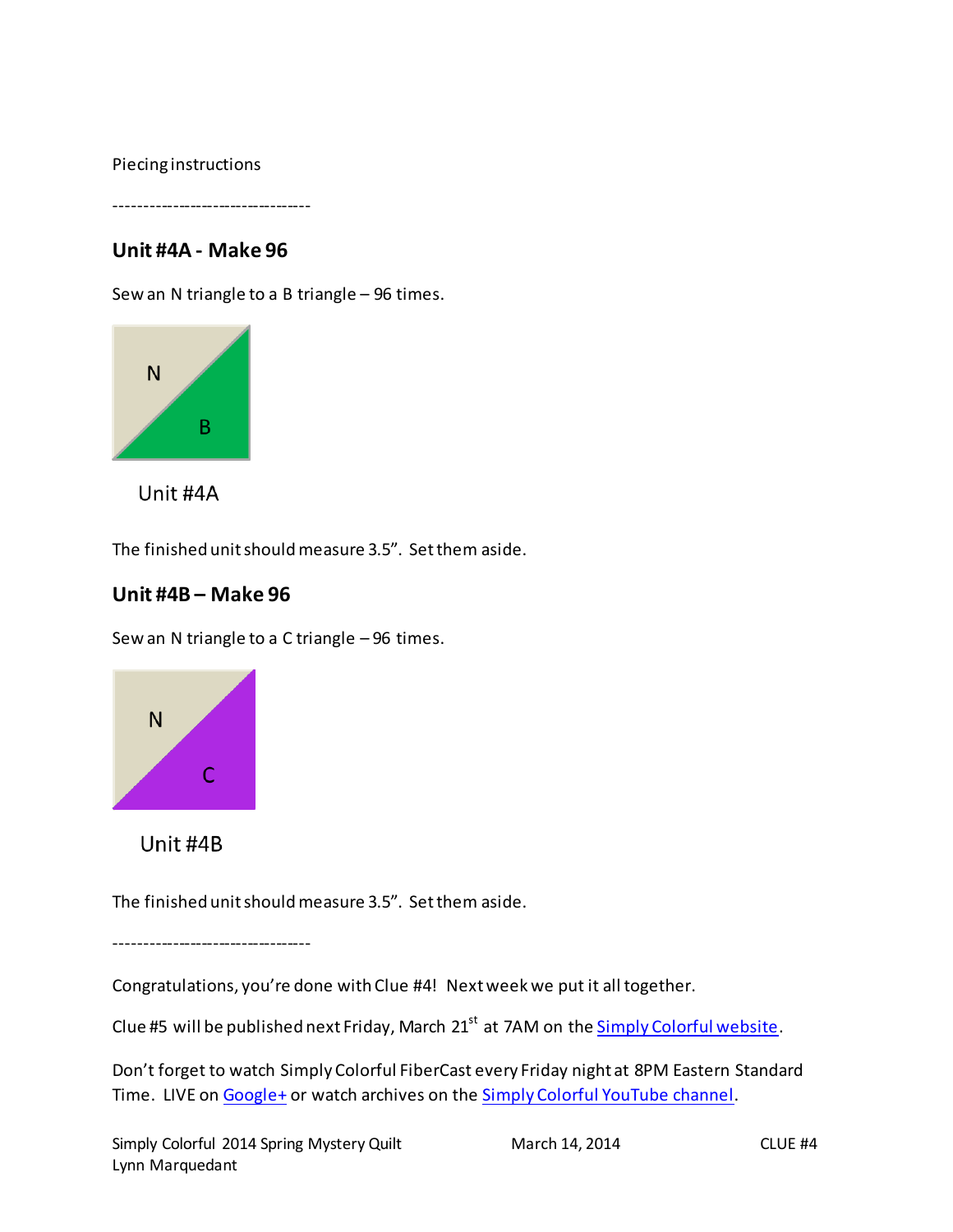Piecing instructions

----------------------------------

### Unit #4A - Make 96

Sew an N triangle to a B triangle – 96 times.

N

B

Unit #4A

The finished unit should measure 3.5". Set them aside.

### Unit #4B – Make 96

Sew an N triangle to a C triangle – 96 times.

N

C

Unit #4B

The finished unit should measure 3.5". Set them aside.

----------------------------------

Congratulations, you're done with Clue #4! Next week we put it all together.

Clue #5 will be published next Friday, March 21st at 7AM on the [Simply Colorful website](#).

Don't forget to watch Simply Colorful FiberCast every Friday night at 8PM Eastern Standard Time. LIVE on [Google+](#) or watch archives on the [Simply Colorful YouTube channel](#).